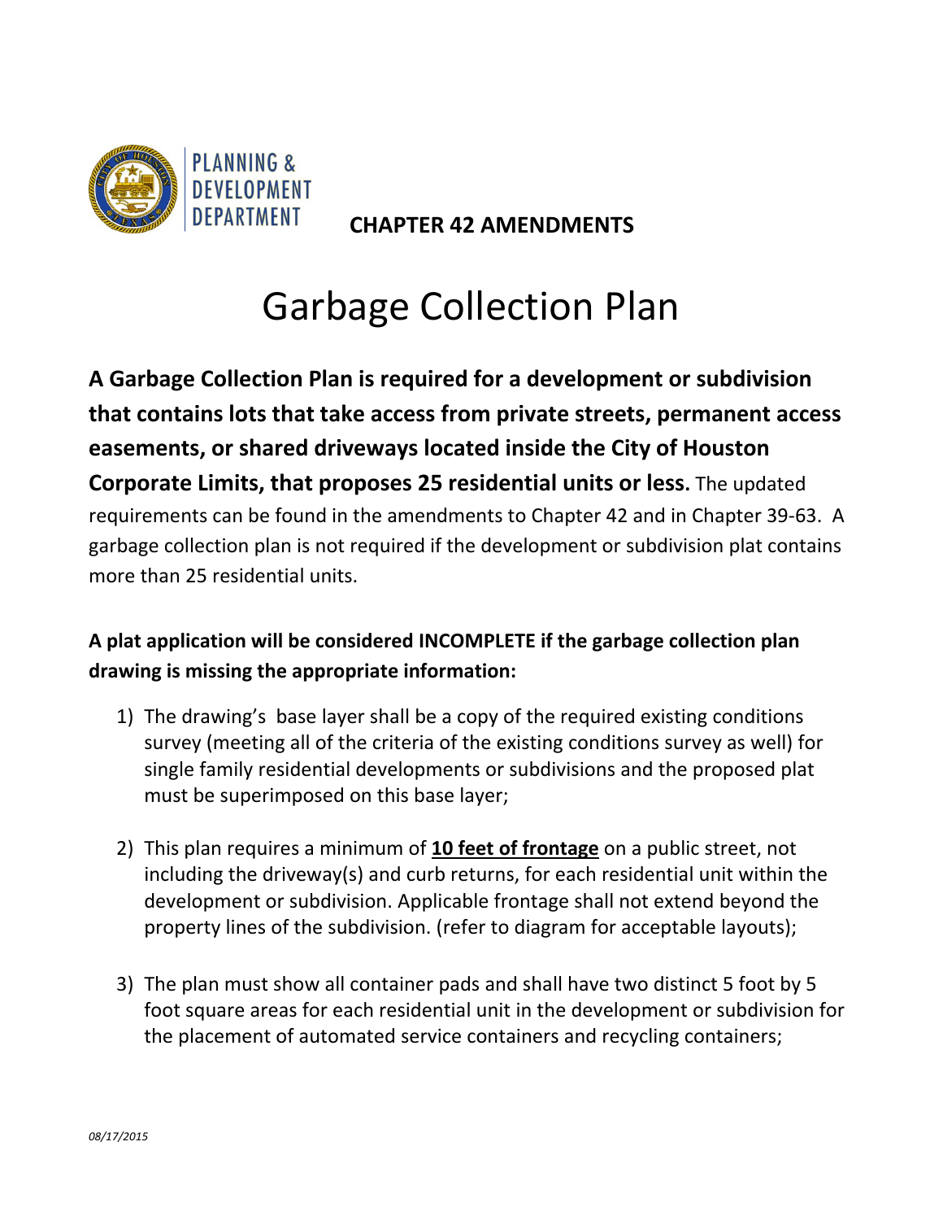PLANNING & DEVELOPMENT DEPARTMENT

**CHAPTER 42 AMENDMENTS**

# Garbage Collection Plan

**A Garbage Collection Plan is required for a development or subdivision that contains lots that take access from private streets, permanent access easements, or shared driveways located inside the City of Houston Corporate Limits, that proposes 25 residential units or less.** The updated requirements can be found in the amendments to Chapter 42 and in Chapter 39-63. A garbage collection plan is not required if the development or subdivision plat contains more than 25 residential units.

**A plat application will be considered INCOMPLETE if the garbage collection plan drawing is missing the appropriate information:**

1) The drawing's base layer shall be a copy of the required existing conditions survey (meeting all of the criteria of the existing conditions survey as well) for single family residential developments or subdivisions and the proposed plat must be superimposed on this base layer;

2) This plan requires a minimum of **<u>10 feet of frontage</u>** on a public street, not including the driveway(s) and curb returns, for each residential unit within the development or subdivision. Applicable frontage shall not extend beyond the property lines of the subdivision. (refer to diagram for acceptable layouts);

3) The plan must show all container pads and shall have two distinct 5 foot by 5 foot square areas for each residential unit in the development or subdivision for the placement of automated service containers and recycling containers;

*08/17/2015*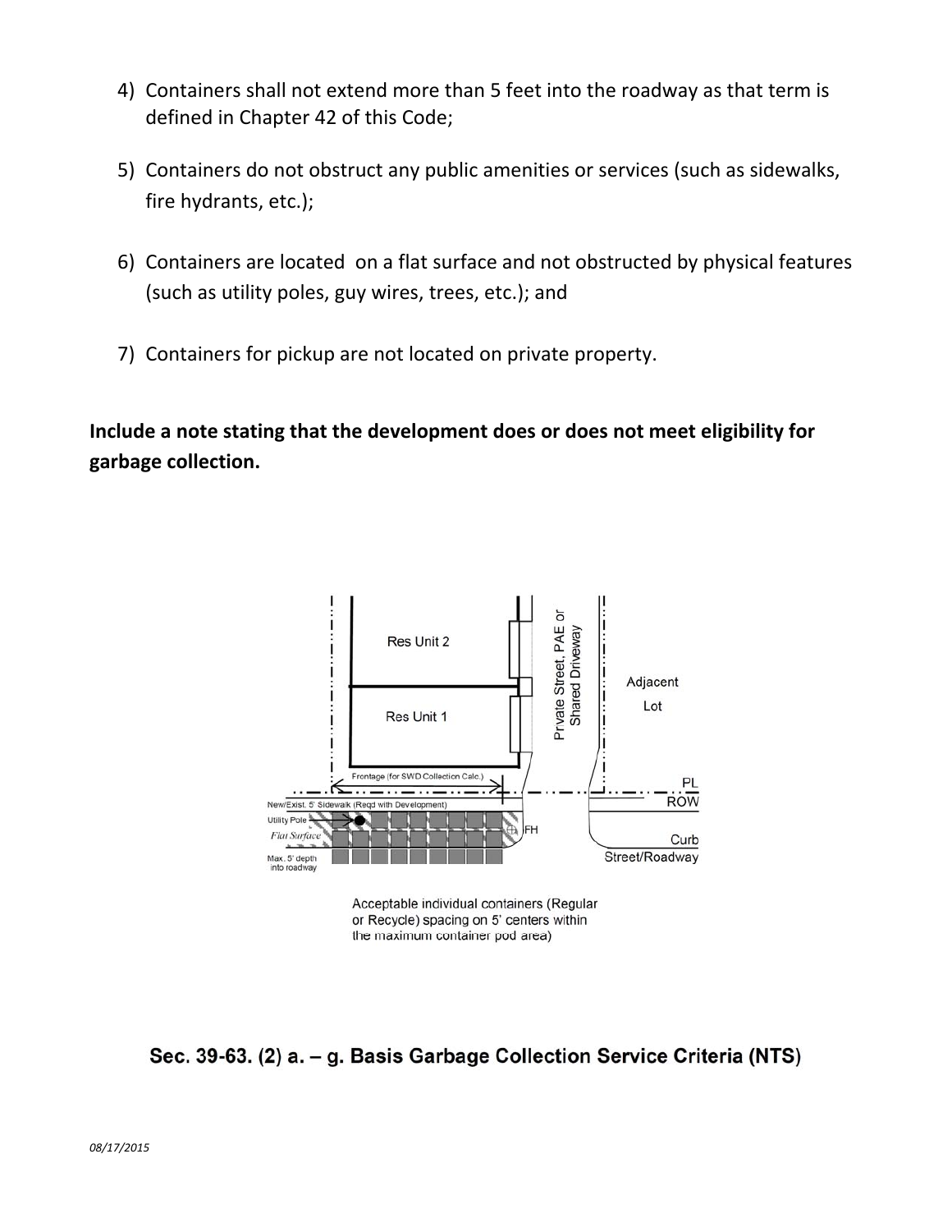4) Containers shall not extend more than 5 feet into the roadway as that term is defined in Chapter 42 of this Code;

5) Containers do not obstruct any public amenities or services (such as sidewalks, fire hydrants, etc.);

6) Containers are located on a flat surface and not obstructed by physical features (such as utility poles, guy wires, trees, etc.); and

7) Containers for pickup are not located on private property.

**Include a note stating that the development does or does not meet eligibility for garbage collection.**

Res Unit 2

Res Unit 1

Prvate Street, PAE or Shared Driveway

Adjacent Lot

Frontage (for SWD Collection Calc.)

PL

ROW

New/Exist. 5' Sidewalk (Reqd with Development)

Utility Pole

*Flat Surface*

FH

Curb

Max. 5' depth into roadway

Street/Roadway

Acceptable individual containers (Regular or Recycle) spacing on 5' centers within the maximum container pod area)

**Sec. 39-63. (2) a. – g. Basis Garbage Collection Service Criteria (NTS)**

*08/17/2015*